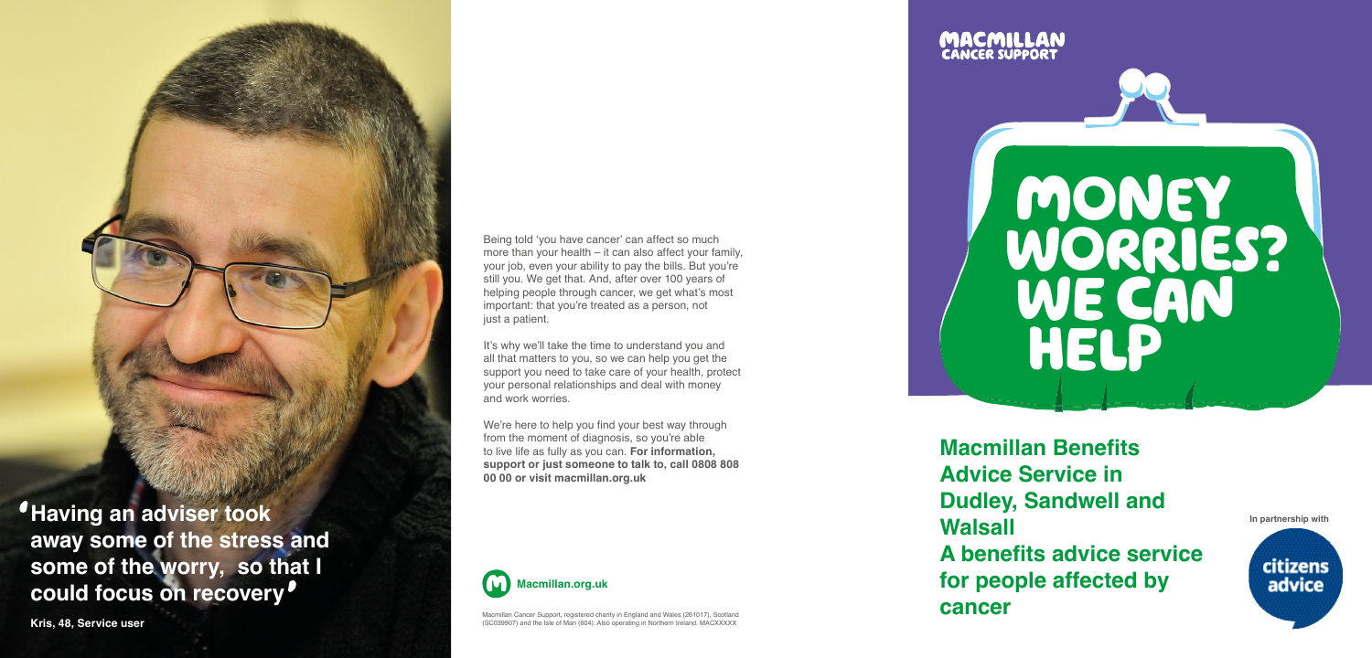'Having an adviser took away some of the stress and some of the worry, so that I could focus on recovery'

**Kris, 48, Service user**

Being told 'you have cancer' can affect so much more than your health – it can also affect your family, your job, even your ability to pay the bills. But you're still you. We get that. And, after over 100 years of helping people through cancer, we get what's most important: that you're treated as a person, not just a patient.

It's why we'll take the time to understand you and all that matters to you, so we can help you get the support you need to take care of your health, protect your personal relationships and deal with money and work worries.

We're here to help you find your best way through from the moment of diagnosis, so you're able to live life as fully as you can. **For information, support or just someone to talk to, call 0808 808 00 00 or visit macmillan.org.uk**

**Macmillan.org.uk**

Macmillan Cancer Support, registered charity in England and Wales (261017), Scotland (SC039907) and the Isle of Man (604). Also operating in Northern Ireland. MACXXXXX

MACMILLAN CANCER SUPPORT

# MONEY WORRIES? WE CAN HELP

## Macmillan Benefits Advice Service in Dudley, Sandwell and Walsall

## A benefits advice service for people affected by cancer

In partnership with

citizens advice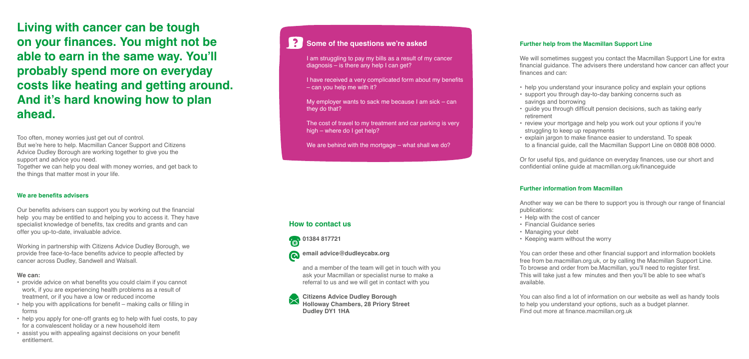# Living with cancer can be tough on your finances. You might not be able to earn in the same way. You'll probably spend more on everyday costs like heating and getting around. And it's hard knowing how to plan ahead.

Too often, money worries just get out of control.
But we're here to help. Macmillan Cancer Support and Citizens Advice Dudley Borough are working together to give you the support and advice you need.
Together we can help you deal with money worries, and get back to the things that matter most in your life.

### We are benefits advisers

Our benefits advisers can support you by working out the financial help you may be entitled to and helping you to access it. They have specialist knowledge of benefits, tax credits and grants and can offer you up-to-date, invaluable advice.

Working in partnership with Citizens Advice Dudley Borough, we provide free face-to-face benefits advice to people affected by cancer across Dudley, Sandwell and Walsall.

**We can:**

- provide advice on what benefits you could claim if you cannot work, if you are experiencing health problems as a result of treatment, or if you have a low or reduced income
- help you with applications for benefit – making calls or filling in forms
- help you apply for one-off grants eg to help with fuel costs, to pay for a convalescent holiday or a new household item
- assist you with appealing against decisions on your benefit entitlement.

## Some of the questions we're asked

I am struggling to pay my bills as a result of my cancer diagnosis – is there any help I can get?

I have received a very complicated form about my benefits – can you help me with it?

My employer wants to sack me because I am sick – can they do that?

The cost of travel to my treatment and car parking is very high – where do I get help?

We are behind with the mortgage – what shall we do?

## How to contact us

**01384 817721**

**email advice@dudleycabx.org**

and a member of the team will get in touch with you ask your Macmillan or specialist nurse to make a referral to us and we will get in contact with you

**Citizens Advice Dudley Borough**
**Holloway Chambers, 28 Priory Street**
**Dudley DY1 1HA**

### Further help from the Macmillan Support Line

We will sometimes suggest you contact the Macmillan Support Line for extra financial guidance. The advisers there understand how cancer can affect your finances and can:

- help you understand your insurance policy and explain your options
- support you through day-to-day banking concerns such as savings and borrowing
- guide you through difficult pension decisions, such as taking early retirement
- review your mortgage and help you work out your options if you're struggling to keep up repayments
- explain jargon to make finance easier to understand. To speak to a financial guide, call the Macmillan Support Line on 0808 808 0000.

Or for useful tips, and guidance on everyday finances, use our short and confidential online guide at macmillan.org.uk/financeguide

### Further information from Macmillan

Another way we can be there to support you is through our range of financial publications:

- Help with the cost of cancer
- Financial Guidance series
- Managing your debt
- Keeping warm without the worry

You can order these and other financial support and information booklets free from be.macmillan.org.uk, or by calling the Macmillan Support Line. To browse and order from be.Macmillan, you'll need to register first. This will take just a few minutes and then you'll be able to see what's available.

You can also find a lot of information on our website as well as handy tools to help you understand your options, such as a budget planner. Find out more at finance.macmillan.org.uk